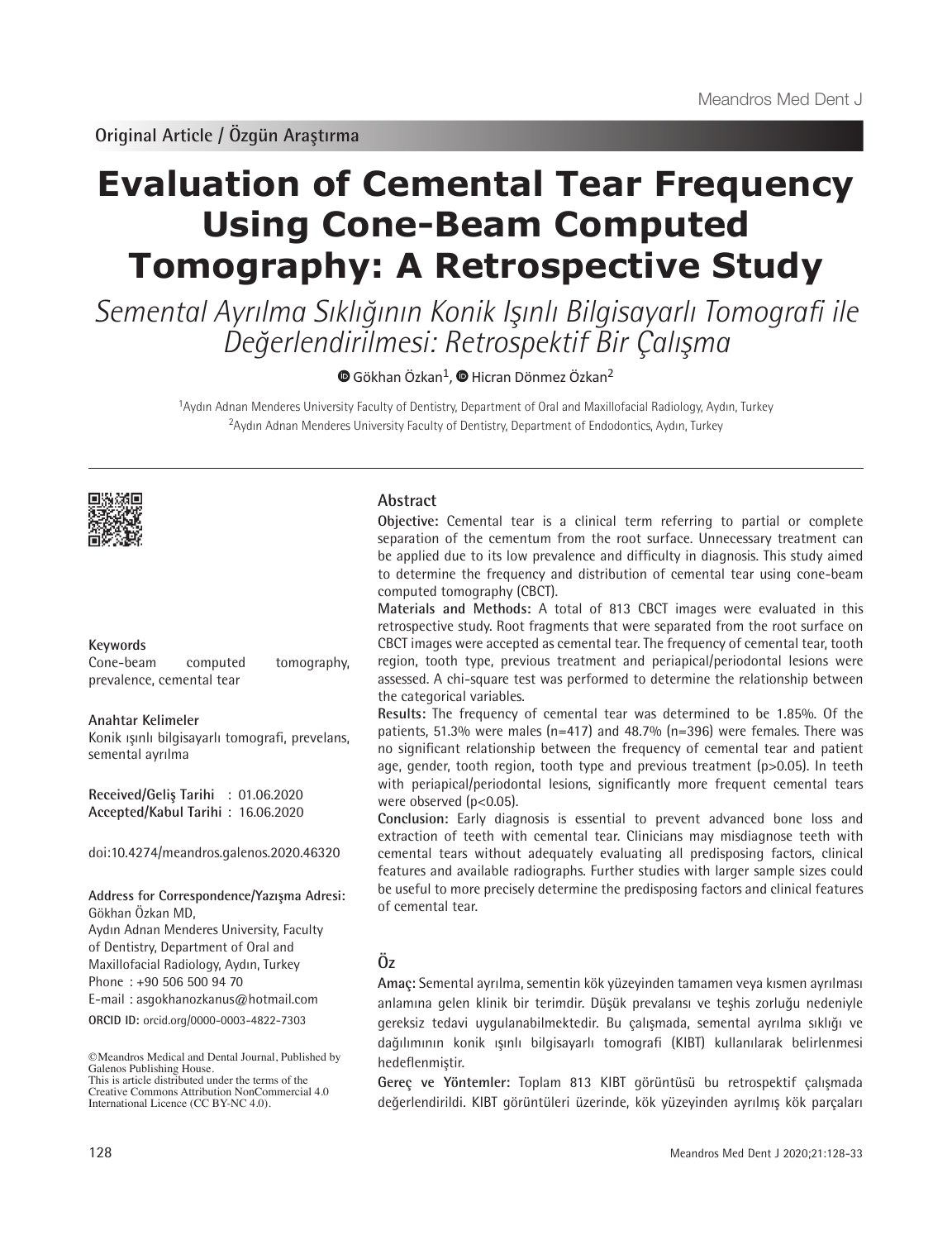Original Article / Özgün Araştırma

# Evaluation of Cemental Tear Frequency Using Cone-Beam Computed Tomography: A Retrospective Study

*Semental Ayrılma Sıklığının Konik Işınlı Bilgisayarlı Tomografi ile Değerlendirilmesi: Retrospektif Bir Çalışma*

Gökhan Özkan[1], Hicran Dönmez Özkan[2]

[1]Aydın Adnan Menderes University Faculty of Dentistry, Department of Oral and Maxillofacial Radiology, Aydın, Turkey
[2]Aydın Adnan Menderes University Faculty of Dentistry, Department of Endodontics, Aydın, Turkey

**Keywords**
Cone-beam computed tomography, prevalence, cemental tear

**Anahtar Kelimeler**
Konik ışınlı bilgisayarlı tomografi, prevelans, semental ayrılma

**Received/Geliş Tarihi** : 01.06.2020
**Accepted/Kabul Tarihi** : 16.06.2020

doi:10.4274/meandros.galenos.2020.46320

**Address for Correspondence/Yazışma Adresi:**
Gökhan Özkan MD,
Aydın Adnan Menderes University, Faculty of Dentistry, Department of Oral and Maxillofacial Radiology, Aydın, Turkey
Phone : +90 506 500 94 70
E-mail : asgokhanozkanus@hotmail.com
**ORCID ID:** orcid.org/0000-0003-4822-7303

©Meandros Medical and Dental Journal, Published by Galenos Publishing House.
This is article distributed under the terms of the Creative Commons Attribution NonCommercial 4.0 International Licence (CC BY-NC 4.0).

## Abstract

**Objective:** Cemental tear is a clinical term referring to partial or complete separation of the cementum from the root surface. Unnecessary treatment can be applied due to its low prevalence and difficulty in diagnosis. This study aimed to determine the frequency and distribution of cemental tear using cone-beam computed tomography (CBCT).

**Materials and Methods:** A total of 813 CBCT images were evaluated in this retrospective study. Root fragments that were separated from the root surface on CBCT images were accepted as cemental tear. The frequency of cemental tear, tooth region, tooth type, previous treatment and periapical/periodontal lesions were assessed. A chi-square test was performed to determine the relationship between the categorical variables.

**Results:** The frequency of cemental tear was determined to be 1.85%. Of the patients, 51.3% were males (n=417) and 48.7% (n=396) were females. There was no significant relationship between the frequency of cemental tear and patient age, gender, tooth region, tooth type and previous treatment ($p>0.05$). In teeth with periapical/periodontal lesions, significantly more frequent cemental tears were observed ($p<0.05$).

**Conclusion:** Early diagnosis is essential to prevent advanced bone loss and extraction of teeth with cemental tear. Clinicians may misdiagnose teeth with cemental tears without adequately evaluating all predisposing factors, clinical features and available radiographs. Further studies with larger sample sizes could be useful to more precisely determine the predisposing factors and clinical features of cemental tear.

## Öz

**Amaç:** Semental ayrılma, sementin kök yüzeyinden tamamen veya kısmen ayrılması anlamına gelen klinik bir terimdir. Düşük prevalansı ve teşhis zorluğu nedeniyle gereksiz tedavi uygulanabilmektedir. Bu çalışmada, semental ayrılma sıklığı ve dağılımının konik ışınlı bilgisayarlı tomografi (KIBT) kullanılarak belirlenmesi hedeflenmiştir.

**Gereç ve Yöntemler:** Toplam 813 KIBT görüntüsü bu retrospektif çalışmada değerlendirildi. KIBT görüntüleri üzerinde, kök yüzeyinden ayrılmış kök parçaları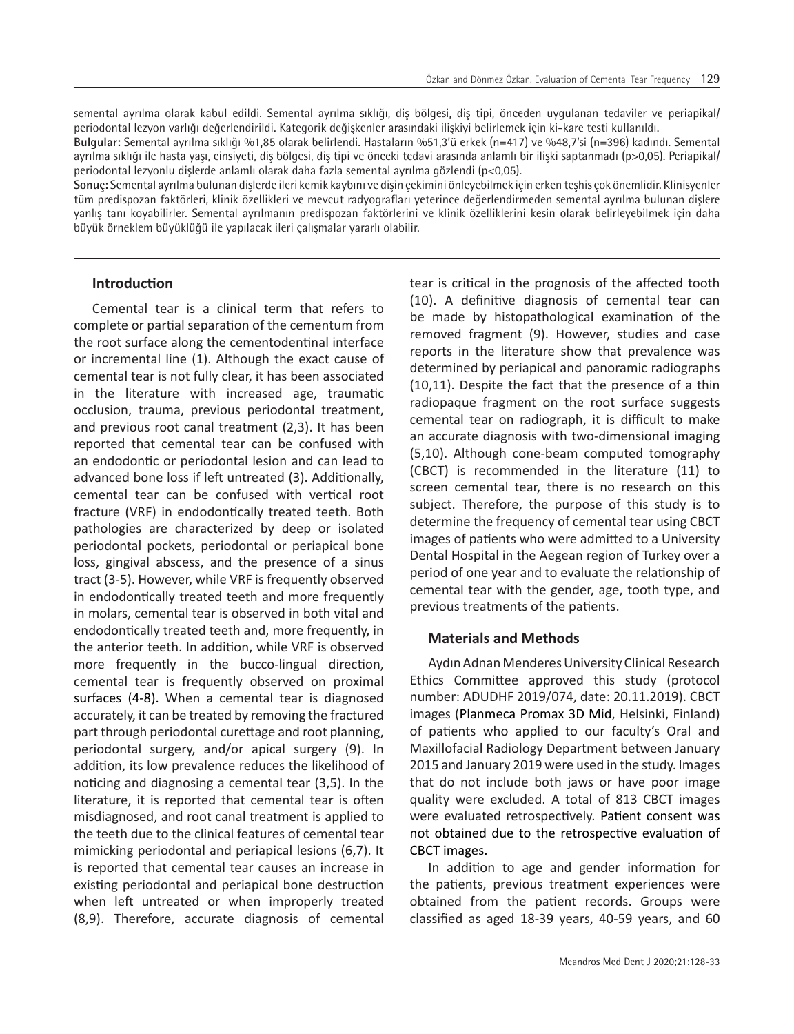semental ayrılma olarak kabul edildi. Semental ayrılma sıklığı, diş bölgesi, diş tipi, önceden uygulanan tedaviler ve periapikal/periodontal lezyon varlığı değerlendirildi. Kategorik değişkenler arasındaki ilişkiyi belirlemek için ki-kare testi kullanıldı.

**Bulgular:** Semental ayrılma sıklığı %1,85 olarak belirlendi. Hastaların %51,3'ü erkek (n=417) ve %48,7'si (n=396) kadındı. Semental ayrılma sıklığı ile hasta yaşı, cinsiyeti, diş bölgesi, diş tipi ve önceki tedavi arasında anlamlı bir ilişki saptanmadı (p>0,05). Periapikal/periodontal lezyonlu dişlerde anlamlı olarak daha fazla semental ayrılma gözlendi (p<0,05).

**Sonuç:** Semental ayrılma bulunan dişlerde ileri kemik kaybını ve dişin çekimini önleyebilmek için erken teşhis çok önemlidir. Klinisyenler tüm predispozan faktörleri, klinik özellikleri ve mevcut radyografları yeterince değerlendirmeden semental ayrılma bulunan dişlere yanlış tanı koyabilirler. Semental ayrılmanın predispozan faktörlerini ve klinik özelliklerini kesin olarak belirleyebilmek için daha büyük örneklem büyüklüğü ile yapılacak ileri çalışmalar yararlı olabilir.

## Introduction

Cemental tear is a clinical term that refers to complete or partial separation of the cementum from the root surface along the cementodentinal interface or incremental line (1). Although the exact cause of cemental tear is not fully clear, it has been associated in the literature with increased age, traumatic occlusion, trauma, previous periodontal treatment, and previous root canal treatment (2,3). It has been reported that cemental tear can be confused with an endodontic or periodontal lesion and can lead to advanced bone loss if left untreated (3). Additionally, cemental tear can be confused with vertical root fracture (VRF) in endodontically treated teeth. Both pathologies are characterized by deep or isolated periodontal pockets, periodontal or periapical bone loss, gingival abscess, and the presence of a sinus tract (3-5). However, while VRF is frequently observed in endodontically treated teeth and more frequently in molars, cemental tear is observed in both vital and endodontically treated teeth and, more frequently, in the anterior teeth. In addition, while VRF is observed more frequently in the bucco-lingual direction, cemental tear is frequently observed on proximal surfaces (4-8). When a cemental tear is diagnosed accurately, it can be treated by removing the fractured part through periodontal curettage and root planning, periodontal surgery, and/or apical surgery (9). In addition, its low prevalence reduces the likelihood of noticing and diagnosing a cemental tear (3,5). In the literature, it is reported that cemental tear is often misdiagnosed, and root canal treatment is applied to the teeth due to the clinical features of cemental tear mimicking periodontal and periapical lesions (6,7). It is reported that cemental tear causes an increase in existing periodontal and periapical bone destruction when left untreated or when improperly treated (8,9). Therefore, accurate diagnosis of cemental tear is critical in the prognosis of the affected tooth (10). A definitive diagnosis of cemental tear can be made by histopathological examination of the removed fragment (9). However, studies and case reports in the literature show that prevalence was determined by periapical and panoramic radiographs (10,11). Despite the fact that the presence of a thin radiopaque fragment on the root surface suggests cemental tear on radiograph, it is difficult to make an accurate diagnosis with two-dimensional imaging (5,10). Although cone-beam computed tomography (CBCT) is recommended in the literature (11) to screen cemental tear, there is no research on this subject. Therefore, the purpose of this study is to determine the frequency of cemental tear using CBCT images of patients who were admitted to a University Dental Hospital in the Aegean region of Turkey over a period of one year and to evaluate the relationship of cemental tear with the gender, age, tooth type, and previous treatments of the patients.

## Materials and Methods

Aydın Adnan Menderes University Clinical Research Ethics Committee approved this study (protocol number: ADUDHF 2019/074, date: 20.11.2019). CBCT images (Planmeca Promax 3D Mid, Helsinki, Finland) of patients who applied to our faculty's Oral and Maxillofacial Radiology Department between January 2015 and January 2019 were used in the study. Images that do not include both jaws or have poor image quality were excluded. A total of 813 CBCT images were evaluated retrospectively. Patient consent was not obtained due to the retrospective evaluation of CBCT images.

In addition to age and gender information for the patients, previous treatment experiences were obtained from the patient records. Groups were classified as aged 18-39 years, 40-59 years, and 60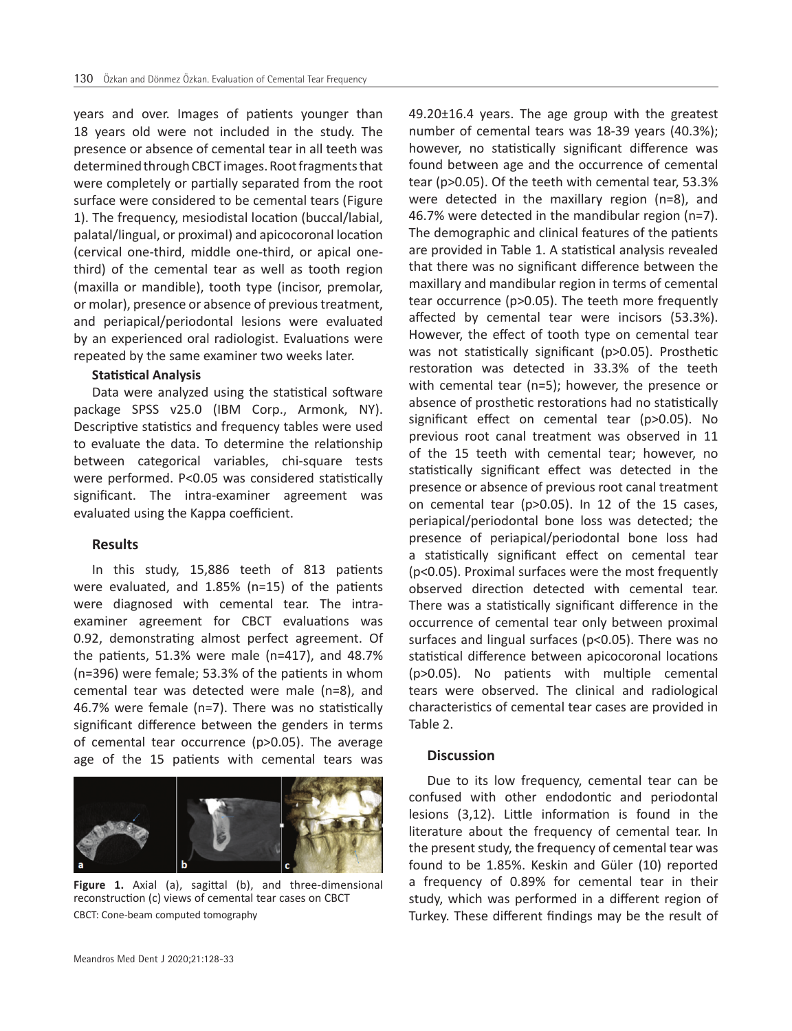years and over. Images of patients younger than 18 years old were not included in the study. The presence or absence of cemental tear in all teeth was determined through CBCT images. Root fragments that were completely or partially separated from the root surface were considered to be cemental tears (Figure 1). The frequency, mesiodistal location (buccal/labial, palatal/lingual, or proximal) and apicocoronal location (cervical one-third, middle one-third, or apical one-third) of the cemental tear as well as tooth region (maxilla or mandible), tooth type (incisor, premolar, or molar), presence or absence of previous treatment, and periapical/periodontal lesions were evaluated by an experienced oral radiologist. Evaluations were repeated by the same examiner two weeks later.

**Statistical Analysis**

Data were analyzed using the statistical software package SPSS v25.0 (IBM Corp., Armonk, NY). Descriptive statistics and frequency tables were used to evaluate the data. To determine the relationship between categorical variables, chi-square tests were performed. P<0.05 was considered statistically significant. The intra-examiner agreement was evaluated using the Kappa coefficient.

## Results

In this study, 15,886 teeth of 813 patients were evaluated, and 1.85% (n=15) of the patients were diagnosed with cemental tear. The intra-examiner agreement for CBCT evaluations was 0.92, demonstrating almost perfect agreement. Of the patients, 51.3% were male (n=417), and 48.7% (n=396) were female; 53.3% of the patients in whom cemental tear was detected were male (n=8), and 46.7% were female (n=7). There was no statistically significant difference between the genders in terms of cemental tear occurrence (p>0.05). The average age of the 15 patients with cemental tears was 49.20±16.4 years. The age group with the greatest number of cemental tears was 18-39 years (40.3%); however, no statistically significant difference was found between age and the occurrence of cemental tear (p>0.05). Of the teeth with cemental tear, 53.3% were detected in the maxillary region (n=8), and 46.7% were detected in the mandibular region (n=7). The demographic and clinical features of the patients are provided in Table 1. A statistical analysis revealed that there was no significant difference between the maxillary and mandibular region in terms of cemental tear occurrence (p>0.05). The teeth more frequently affected by cemental tear were incisors (53.3%). However, the effect of tooth type on cemental tear was not statistically significant (p>0.05). Prosthetic restoration was detected in 33.3% of the teeth with cemental tear (n=5); however, the presence or absence of prosthetic restorations had no statistically significant effect on cemental tear (p>0.05). No previous root canal treatment was observed in 11 of the 15 teeth with cemental tear; however, no statistically significant effect was detected in the presence or absence of previous root canal treatment on cemental tear (p>0.05). In 12 of the 15 cases, periapical/periodontal bone loss was detected; the presence of periapical/periodontal bone loss had a statistically significant effect on cemental tear (p<0.05). Proximal surfaces were the most frequently observed direction detected with cemental tear. There was a statistically significant difference in the occurrence of cemental tear only between proximal surfaces and lingual surfaces (p<0.05). There was no statistical difference between apicocoronal locations (p>0.05). No patients with multiple cemental tears were observed. The clinical and radiological characteristics of cemental tear cases are provided in Table 2.

**Figure 1.** Axial (a), sagittal (b), and three-dimensional reconstruction (c) views of cemental tear cases on CBCT
CBCT: Cone-beam computed tomography

## Discussion

Due to its low frequency, cemental tear can be confused with other endodontic and periodontal lesions (3,12). Little information is found in the literature about the frequency of cemental tear. In the present study, the frequency of cemental tear was found to be 1.85%. Keskin and Güler (10) reported a frequency of 0.89% for cemental tear in their study, which was performed in a different region of Turkey. These different findings may be the result of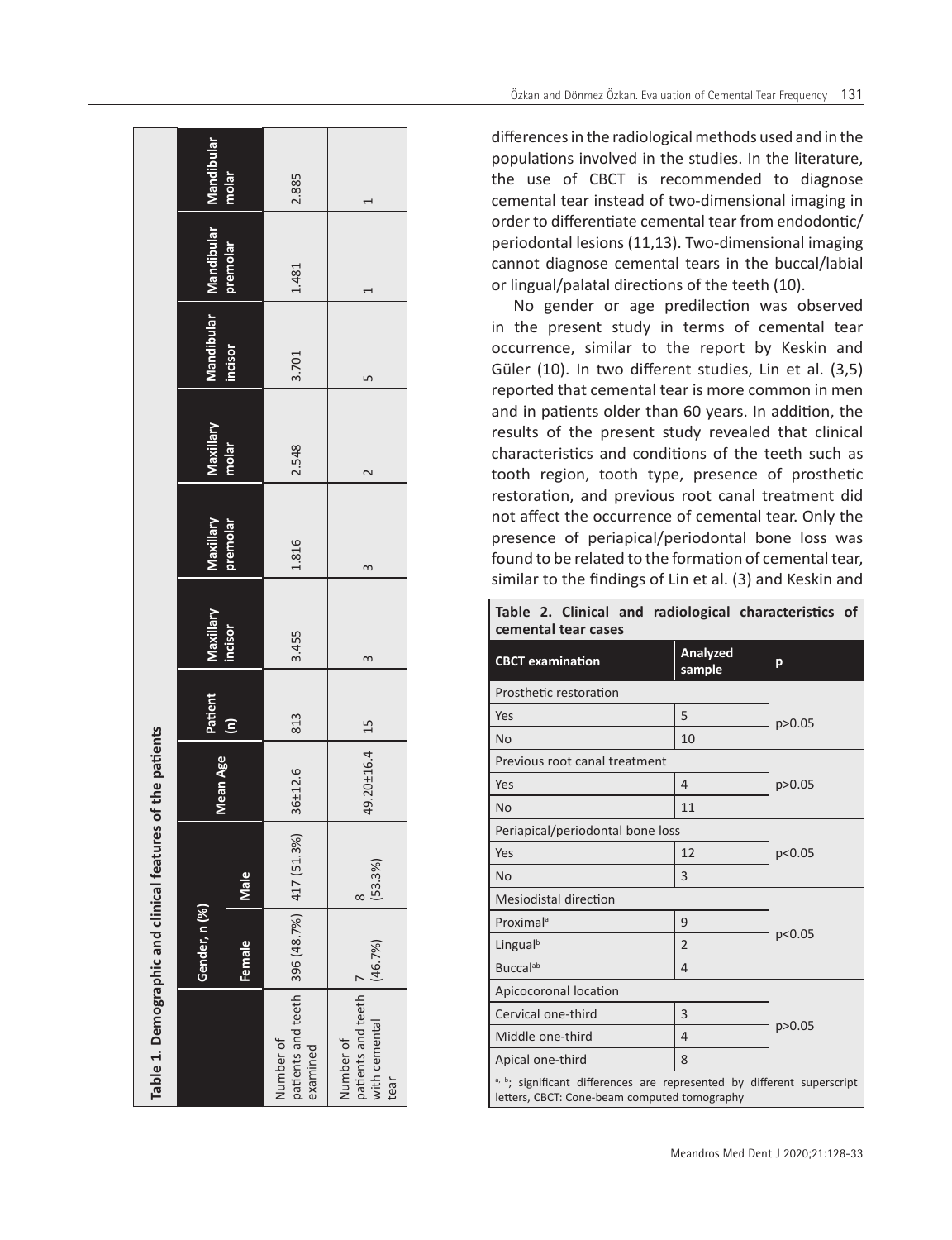**Table 1. Demographic and clinical features of the patients**

| | Gender, n (%) | | Mean Age | Patient (n) | Maxillary incisor | Maxillary premolar | Maxillary molar | Mandibular incisor | Mandibular premolar | Mandibular molar |
|---|---|---|---|---|---|---|---|---|---|---|
| | Female | Male | | | | | | | | |
| Number of patients and teeth examined | 396 (48.7%) | 417 (51.3%) | 36±12.6 | 813 | 3.455 | 1.816 | 2.548 | 3.701 | 1.481 | 2.885 |
| Number of patients and teeth with cemental tear | 7 (46.7%) | 8 (53.3%) | 49.20±16.4 | 15 | 3 | 3 | 2 | 5 | 1 | 1 |

differences in the radiological methods used and in the populations involved in the studies. In the literature, the use of CBCT is recommended to diagnose cemental tear instead of two-dimensional imaging in order to differentiate cemental tear from endodontic/periodontal lesions (11,13). Two-dimensional imaging cannot diagnose cemental tears in the buccal/labial or lingual/palatal directions of the teeth (10).

No gender or age predilection was observed in the present study in terms of cemental tear occurrence, similar to the report by Keskin and Güler (10). In two different studies, Lin et al. (3,5) reported that cemental tear is more common in men and in patients older than 60 years. In addition, the results of the present study revealed that clinical characteristics and conditions of the teeth such as tooth region, tooth type, presence of prosthetic restoration, and previous root canal treatment did not affect the occurrence of cemental tear. Only the presence of periapical/periodontal bone loss was found to be related to the formation of cemental tear, similar to the findings of Lin et al. (3) and Keskin and

**Table 2. Clinical and radiological characteristics of cemental tear cases**

| CBCT examination | Analyzed sample | p |
|---|---|---|
| Prosthetic restoration | | |
| Yes | 5 | $p>0.05$ |
| No | 10 | |
| Previous root canal treatment | | |
| Yes | 4 | $p>0.05$ |
| No | 11 | |
| Periapical/periodontal bone loss | | |
| Yes | 12 | $p<0.05$ |
| No | 3 | |
| Mesiodistal direction | | |
| Proximal[a] | 9 | $p<0.05$ |
| Lingual[b] | 2 | |
| Buccal[ab] | 4 | |
| Apicocoronal location | | |
| Cervical one-third | 3 | $p>0.05$ |
| Middle one-third | 4 | |
| Apical one-third | 8 | |

[a, b]; significant differences are represented by different superscript letters, CBCT: Cone-beam computed tomography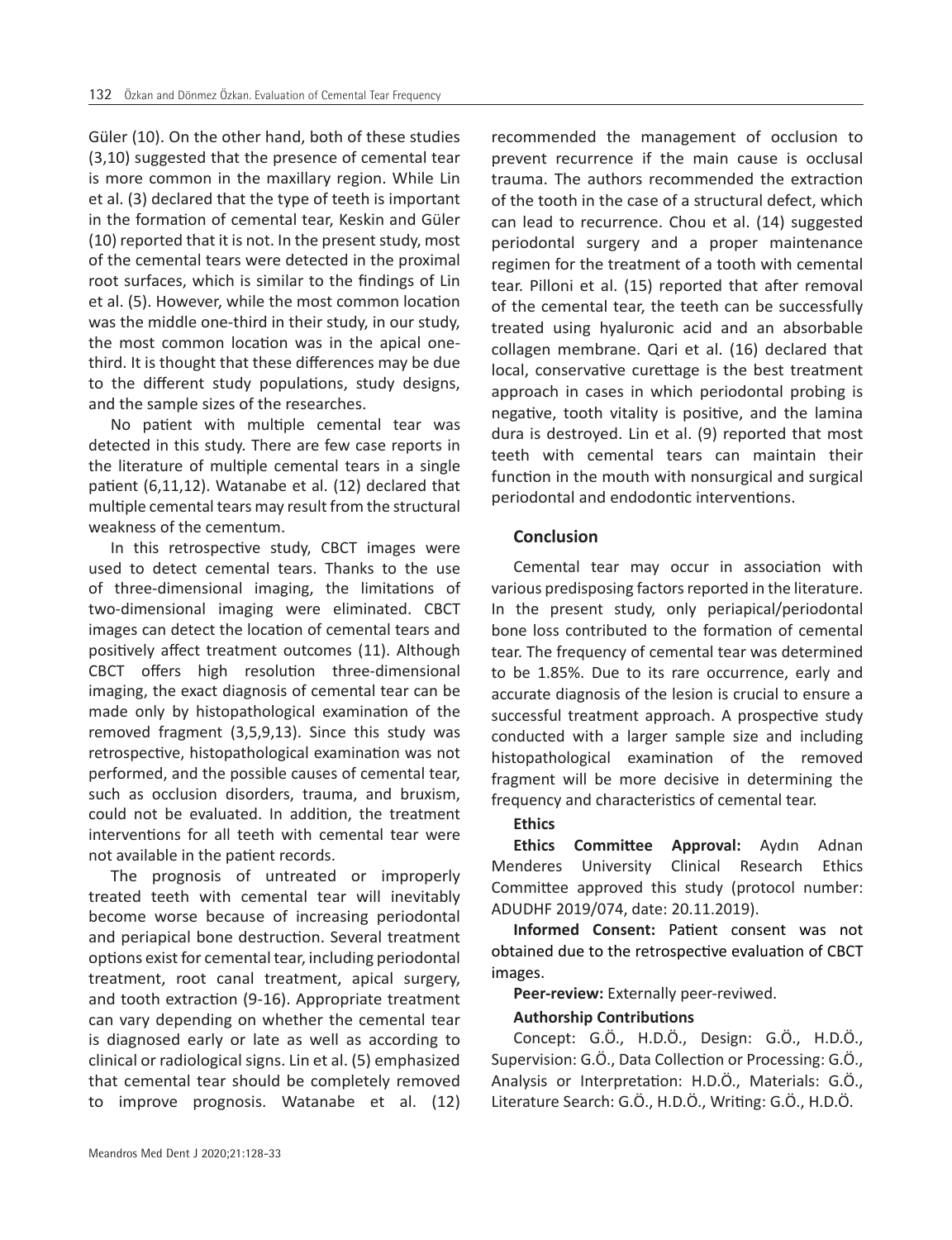Güler (10). On the other hand, both of these studies (3,10) suggested that the presence of cemental tear is more common in the maxillary region. While Lin et al. (3) declared that the type of teeth is important in the formation of cemental tear, Keskin and Güler (10) reported that it is not. In the present study, most of the cemental tears were detected in the proximal root surfaces, which is similar to the findings of Lin et al. (5). However, while the most common location was the middle one-third in their study, in our study, the most common location was in the apical one-third. It is thought that these differences may be due to the different study populations, study designs, and the sample sizes of the researches.

No patient with multiple cemental tear was detected in this study. There are few case reports in the literature of multiple cemental tears in a single patient (6,11,12). Watanabe et al. (12) declared that multiple cemental tears may result from the structural weakness of the cementum.

In this retrospective study, CBCT images were used to detect cemental tears. Thanks to the use of three-dimensional imaging, the limitations of two-dimensional imaging were eliminated. CBCT images can detect the location of cemental tears and positively affect treatment outcomes (11). Although CBCT offers high resolution three-dimensional imaging, the exact diagnosis of cemental tear can be made only by histopathological examination of the removed fragment (3,5,9,13). Since this study was retrospective, histopathological examination was not performed, and the possible causes of cemental tear, such as occlusion disorders, trauma, and bruxism, could not be evaluated. In addition, the treatment interventions for all teeth with cemental tear were not available in the patient records.

The prognosis of untreated or improperly treated teeth with cemental tear will inevitably become worse because of increasing periodontal and periapical bone destruction. Several treatment options exist for cemental tear, including periodontal treatment, root canal treatment, apical surgery, and tooth extraction (9-16). Appropriate treatment can vary depending on whether the cemental tear is diagnosed early or late as well as according to clinical or radiological signs. Lin et al. (5) emphasized that cemental tear should be completely removed to improve prognosis. Watanabe et al. (12) recommended the management of occlusion to prevent recurrence if the main cause is occlusal trauma. The authors recommended the extraction of the tooth in the case of a structural defect, which can lead to recurrence. Chou et al. (14) suggested periodontal surgery and a proper maintenance regimen for the treatment of a tooth with cemental tear. Pilloni et al. (15) reported that after removal of the cemental tear, the teeth can be successfully treated using hyaluronic acid and an absorbable collagen membrane. Qari et al. (16) declared that local, conservative curettage is the best treatment approach in cases in which periodontal probing is negative, tooth vitality is positive, and the lamina dura is destroyed. Lin et al. (9) reported that most teeth with cemental tears can maintain their function in the mouth with nonsurgical and surgical periodontal and endodontic interventions.

## Conclusion

Cemental tear may occur in association with various predisposing factors reported in the literature. In the present study, only periapical/periodontal bone loss contributed to the formation of cemental tear. The frequency of cemental tear was determined to be 1.85%. Due to its rare occurrence, early and accurate diagnosis of the lesion is crucial to ensure a successful treatment approach. A prospective study conducted with a larger sample size and including histopathological examination of the removed fragment will be more decisive in determining the frequency and characteristics of cemental tear.

**Ethics**

**Ethics Committee Approval:** Aydın Adnan Menderes University Clinical Research Ethics Committee approved this study (protocol number: ADUDHF 2019/074, date: 20.11.2019).

**Informed Consent:** Patient consent was not obtained due to the retrospective evaluation of CBCT images.

**Peer-review:** Externally peer-reviwed.

**Authorship Contributions**

Concept: G.Ö., H.D.Ö., Design: G.Ö., H.D.Ö., Supervision: G.Ö., Data Collection or Processing: G.Ö., Analysis or Interpretation: H.D.Ö., Materials: G.Ö., Literature Search: G.Ö., H.D.Ö., Writing: G.Ö., H.D.Ö.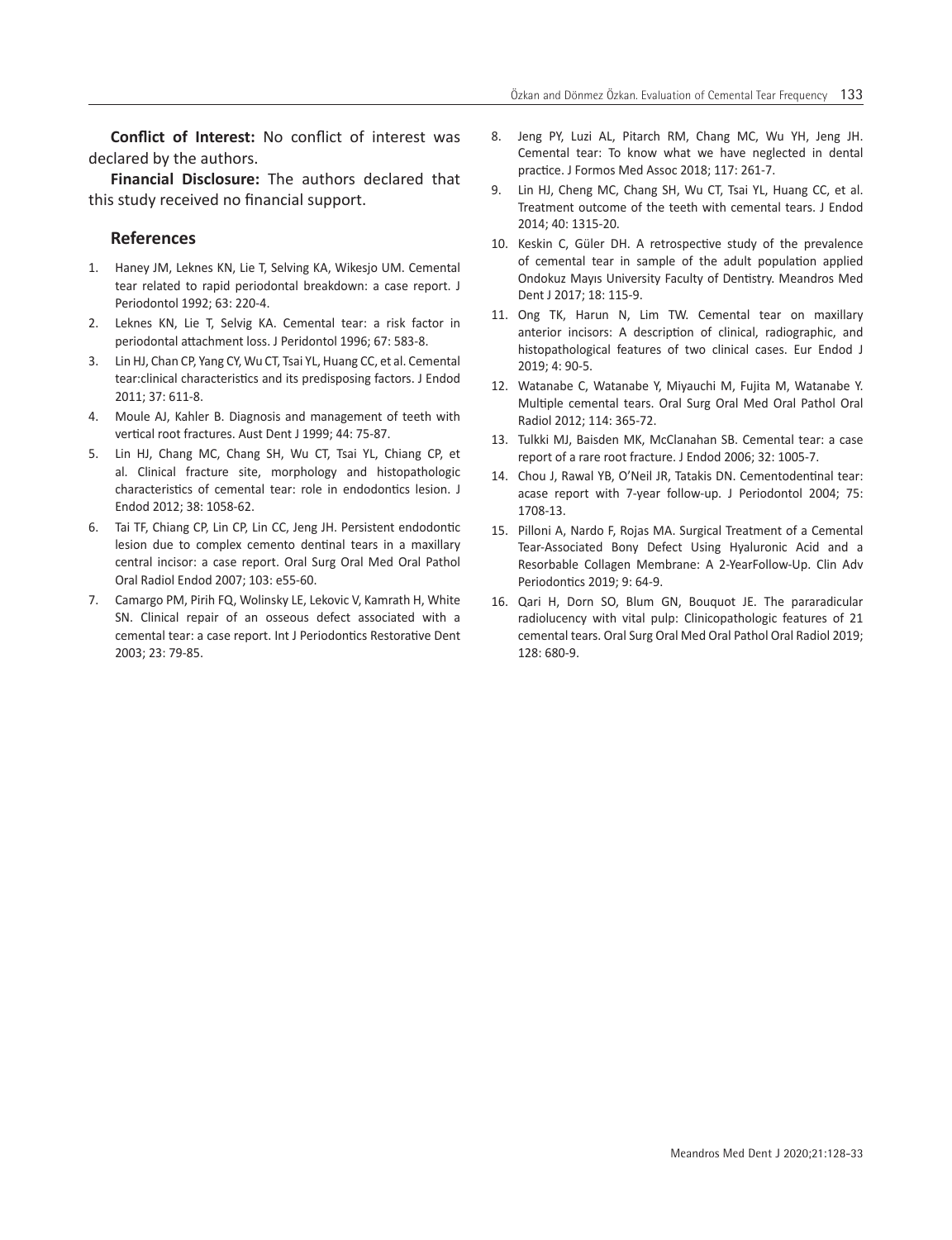**Conflict of Interest:** No conflict of interest was declared by the authors.

**Financial Disclosure:** The authors declared that this study received no financial support.

## References

1. Haney JM, Leknes KN, Lie T, Selving KA, Wikesjo UM. Cemental tear related to rapid periodontal breakdown: a case report. J Periodontol 1992; 63: 220-4.
2. Leknes KN, Lie T, Selvig KA. Cemental tear: a risk factor in periodontal attachment loss. J Peridontol 1996; 67: 583-8.
3. Lin HJ, Chan CP, Yang CY, Wu CT, Tsai YL, Huang CC, et al. Cemental tear:clinical characteristics and its predisposing factors. J Endod 2011; 37: 611-8.
4. Moule AJ, Kahler B. Diagnosis and management of teeth with vertical root fractures. Aust Dent J 1999; 44: 75-87.
5. Lin HJ, Chang MC, Chang SH, Wu CT, Tsai YL, Chiang CP, et al. Clinical fracture site, morphology and histopathologic characteristics of cemental tear: role in endodontics lesion. J Endod 2012; 38: 1058-62.
6. Tai TF, Chiang CP, Lin CP, Lin CC, Jeng JH. Persistent endodontic lesion due to complex cemento dentinal tears in a maxillary central incisor: a case report. Oral Surg Oral Med Oral Pathol Oral Radiol Endod 2007; 103: e55-60.
7. Camargo PM, Pirih FQ, Wolinsky LE, Lekovic V, Kamrath H, White SN. Clinical repair of an osseous defect associated with a cemental tear: a case report. Int J Periodontics Restorative Dent 2003; 23: 79-85.
8. Jeng PY, Luzi AL, Pitarch RM, Chang MC, Wu YH, Jeng JH. Cemental tear: To know what we have neglected in dental practice. J Formos Med Assoc 2018; 117: 261-7.
9. Lin HJ, Cheng MC, Chang SH, Wu CT, Tsai YL, Huang CC, et al. Treatment outcome of the teeth with cemental tears. J Endod 2014; 40: 1315-20.
10. Keskin C, Güler DH. A retrospective study of the prevalence of cemental tear in sample of the adult population applied Ondokuz Mayıs University Faculty of Dentistry. Meandros Med Dent J 2017; 18: 115-9.
11. Ong TK, Harun N, Lim TW. Cemental tear on maxillary anterior incisors: A description of clinical, radiographic, and histopathological features of two clinical cases. Eur Endod J 2019; 4: 90-5.
12. Watanabe C, Watanabe Y, Miyauchi M, Fujita M, Watanabe Y. Multiple cemental tears. Oral Surg Oral Med Oral Pathol Oral Radiol 2012; 114: 365-72.
13. Tulkki MJ, Baisden MK, McClanahan SB. Cemental tear: a case report of a rare root fracture. J Endod 2006; 32: 1005-7.
14. Chou J, Rawal YB, O'Neil JR, Tatakis DN. Cementodentinal tear: acase report with 7-year follow-up. J Periodontol 2004; 75: 1708-13.
15. Pilloni A, Nardo F, Rojas MA. Surgical Treatment of a Cemental Tear-Associated Bony Defect Using Hyaluronic Acid and a Resorbable Collagen Membrane: A 2-YearFollow-Up. Clin Adv Periodontics 2019; 9: 64-9.
16. Qari H, Dorn SO, Blum GN, Bouquot JE. The pararadicular radiolucency with vital pulp: Clinicopathologic features of 21 cemental tears. Oral Surg Oral Med Oral Pathol Oral Radiol 2019; 128: 680-9.